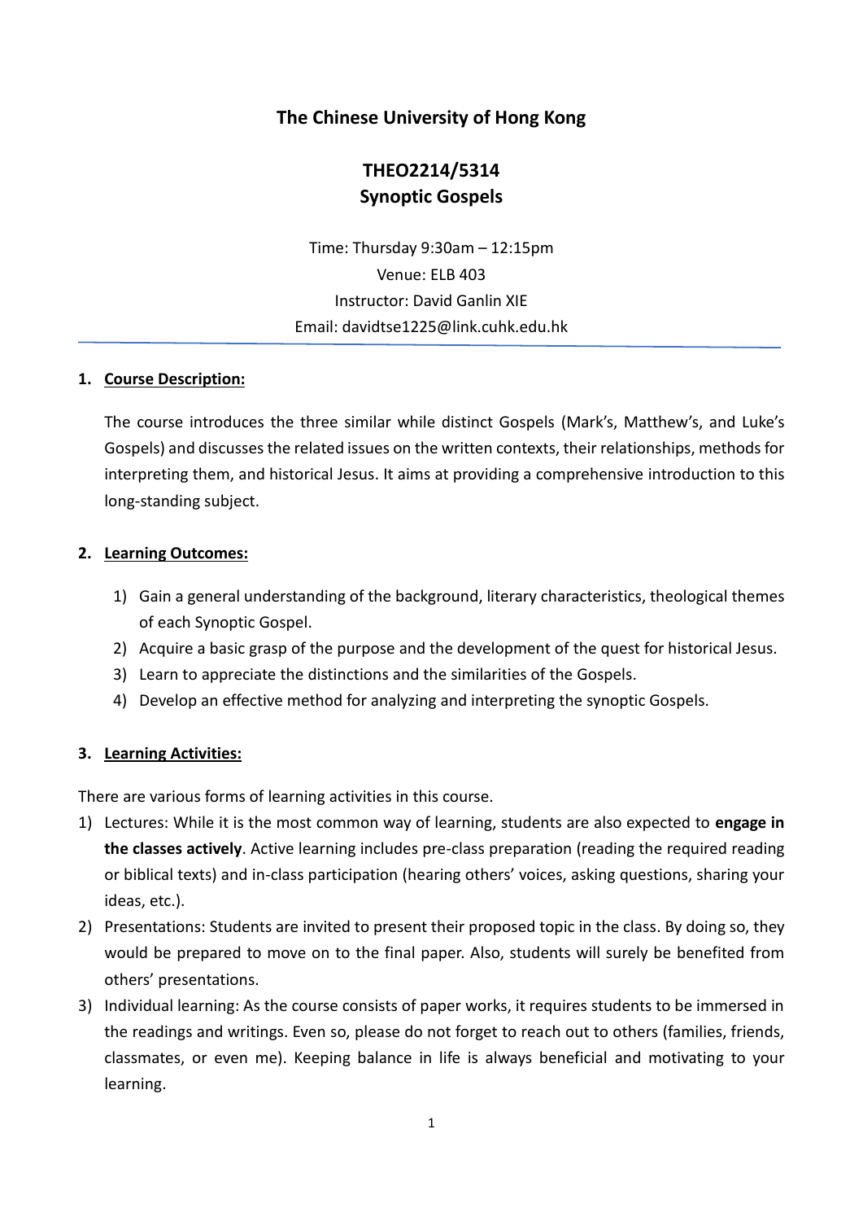# The Chinese University of Hong Kong

## THEO2214/5314
## Synoptic Gospels

Time: Thursday 9:30am – 12:15pm
Venue: ELB 403
Instructor: David Ganlin XIE
Email: davidtse1225@link.cuhk.edu.hk

---

### 1. Course Description:

The course introduces the three similar while distinct Gospels (Mark's, Matthew's, and Luke's Gospels) and discusses the related issues on the written contexts, their relationships, methods for interpreting them, and historical Jesus. It aims at providing a comprehensive introduction to this long-standing subject.

### 2. Learning Outcomes:

1) Gain a general understanding of the background, literary characteristics, theological themes of each Synoptic Gospel.
2) Acquire a basic grasp of the purpose and the development of the quest for historical Jesus.
3) Learn to appreciate the distinctions and the similarities of the Gospels.
4) Develop an effective method for analyzing and interpreting the synoptic Gospels.

### 3. Learning Activities:

There are various forms of learning activities in this course.

1) Lectures: While it is the most common way of learning, students are also expected to **engage in the classes actively**. Active learning includes pre-class preparation (reading the required reading or biblical texts) and in-class participation (hearing others' voices, asking questions, sharing your ideas, etc.).
2) Presentations: Students are invited to present their proposed topic in the class. By doing so, they would be prepared to move on to the final paper. Also, students will surely be benefited from others' presentations.
3) Individual learning: As the course consists of paper works, it requires students to be immersed in the readings and writings. Even so, please do not forget to reach out to others (families, friends, classmates, or even me). Keeping balance in life is always beneficial and motivating to your learning.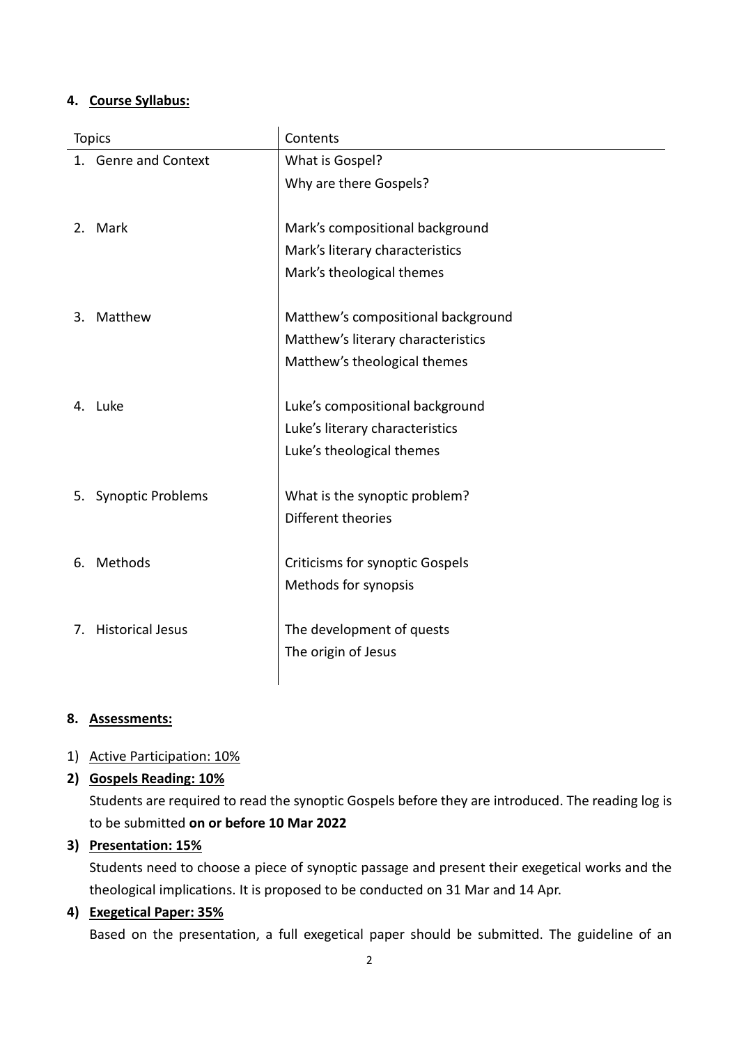#### 4. <u>Course Syllabus:</u>

| Topics | Contents |
|---|---|
| 1. Genre and Context | What is Gospel?<br>Why are there Gospels? |
| 2. Mark | Mark's compositional background<br>Mark's literary characteristics<br>Mark's theological themes |
| 3. Matthew | Matthew's compositional background<br>Matthew's literary characteristics<br>Matthew's theological themes |
| 4. Luke | Luke's compositional background<br>Luke's literary characteristics<br>Luke's theological themes |
| 5. Synoptic Problems | What is the synoptic problem?<br>Different theories |
| 6. Methods | Criticisms for synoptic Gospels<br>Methods for synopsis |
| 7. Historical Jesus | The development of quests<br>The origin of Jesus |

#### 8. <u>Assessments:</u>

1) <u>Active Participation: 10%</u>

2) **<u>Gospels Reading: 10%</u>**

   Students are required to read the synoptic Gospels before they are introduced. The reading log is to be submitted **on or before 10 Mar 2022**

3) **<u>Presentation: 15%</u>**

   Students need to choose a piece of synoptic passage and present their exegetical works and the theological implications. It is proposed to be conducted on 31 Mar and 14 Apr.

4) **<u>Exegetical Paper: 35%</u>**

   Based on the presentation, a full exegetical paper should be submitted. The guideline of an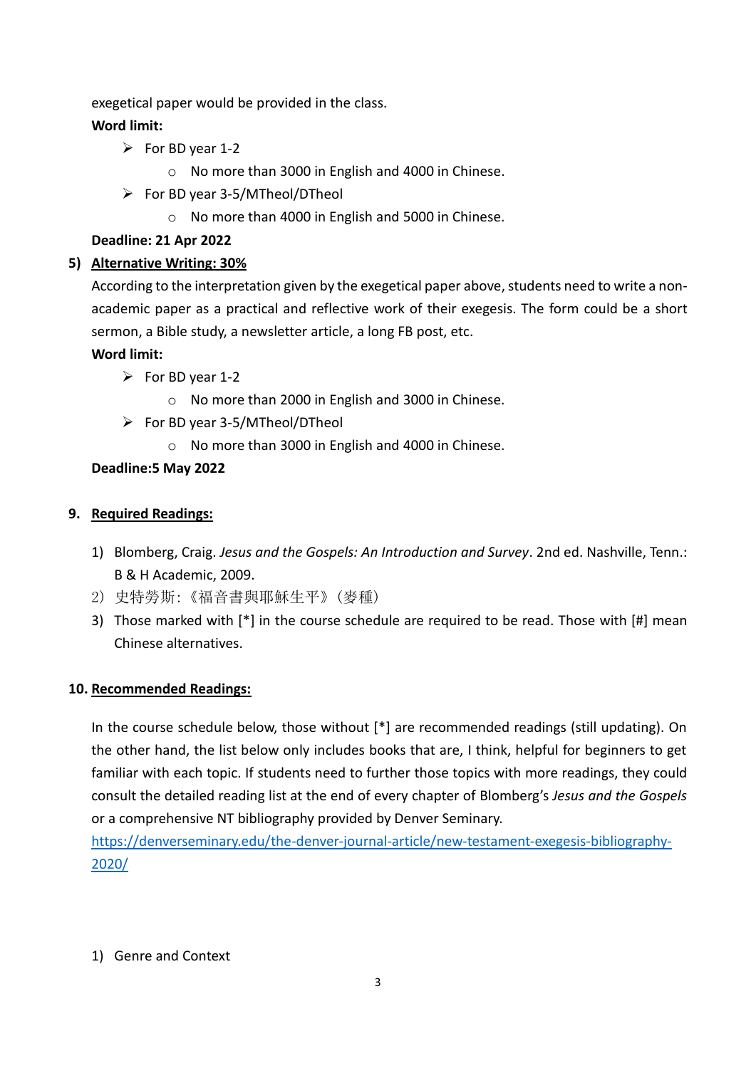exegetical paper would be provided in the class.

**Word limit:**

- For BD year 1-2
  - No more than 3000 in English and 4000 in Chinese.
- For BD year 3-5/MTheol/DTheol
  - No more than 4000 in English and 5000 in Chinese.

**Deadline: 21 Apr 2022**

5) **Alternative Writing: 30%**

According to the interpretation given by the exegetical paper above, students need to write a non-academic paper as a practical and reflective work of their exegesis. The form could be a short sermon, a Bible study, a newsletter article, a long FB post, etc.

**Word limit:**

- For BD year 1-2
  - No more than 2000 in English and 3000 in Chinese.
- For BD year 3-5/MTheol/DTheol
  - No more than 3000 in English and 4000 in Chinese.

**Deadline:5 May 2022**

## 9. Required Readings:

1) Blomberg, Craig. *Jesus and the Gospels: An Introduction and Survey*. 2nd ed. Nashville, Tenn.: B & H Academic, 2009.
2) 史特勞斯:《福音書與耶穌生平》(麥種)
3) Those marked with [*] in the course schedule are required to be read. Those with [#] mean Chinese alternatives.

## 10. Recommended Readings:

In the course schedule below, those without [*] are recommended readings (still updating). On the other hand, the list below only includes books that are, I think, helpful for beginners to get familiar with each topic. If students need to further those topics with more readings, they could consult the detailed reading list at the end of every chapter of Blomberg's *Jesus and the Gospels* or a comprehensive NT bibliography provided by Denver Seminary.
https://denverseminary.edu/the-denver-journal-article/new-testament-exegesis-bibliography-2020/

1) Genre and Context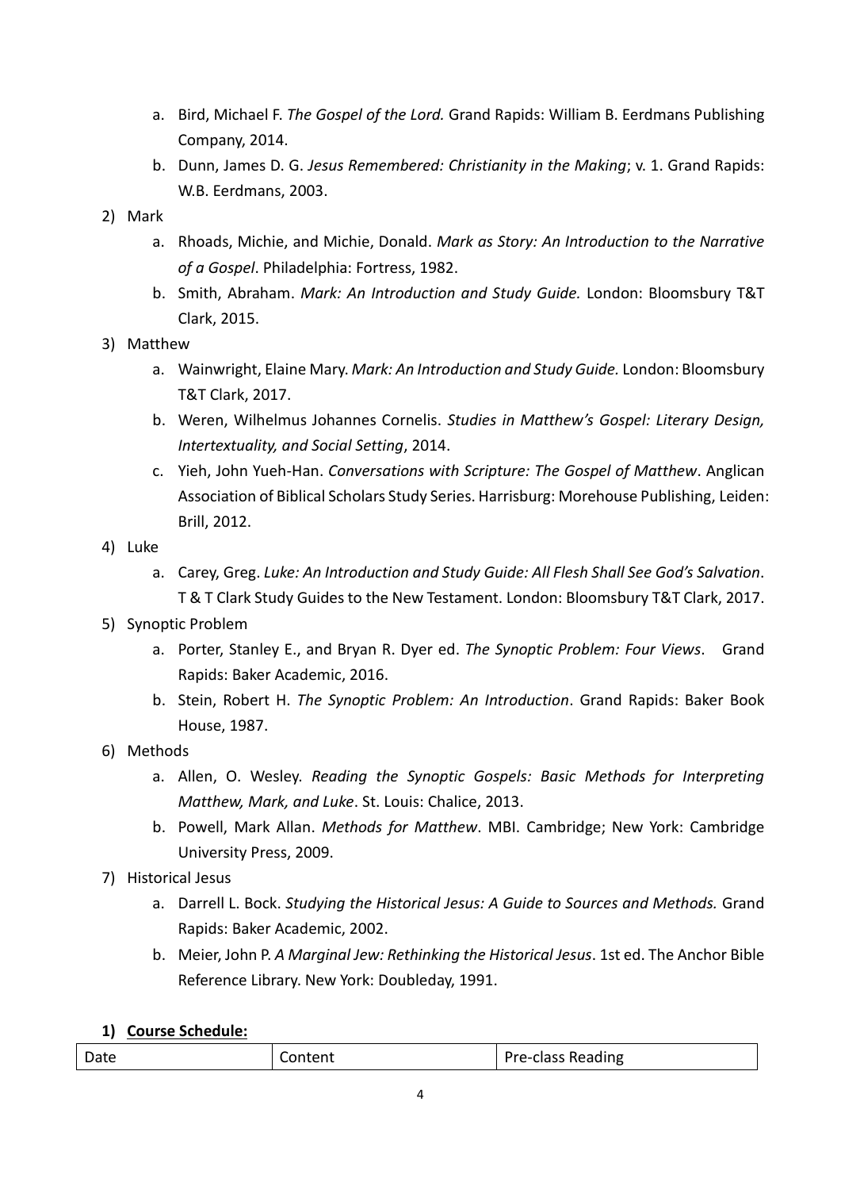a. Bird, Michael F. *The Gospel of the Lord.* Grand Rapids: William B. Eerdmans Publishing Company, 2014.
   b. Dunn, James D. G. *Jesus Remembered: Christianity in the Making*; v. 1. Grand Rapids: W.B. Eerdmans, 2003.

2) Mark
   a. Rhoads, Michie, and Michie, Donald. *Mark as Story: An Introduction to the Narrative of a Gospel*. Philadelphia: Fortress, 1982.
   b. Smith, Abraham. *Mark: An Introduction and Study Guide.* London: Bloomsbury T&T Clark, 2015.

3) Matthew
   a. Wainwright, Elaine Mary. *Mark: An Introduction and Study Guide.* London: Bloomsbury T&T Clark, 2017.
   b. Weren, Wilhelmus Johannes Cornelis. *Studies in Matthew's Gospel: Literary Design, Intertextuality, and Social Setting*, 2014.
   c. Yieh, John Yueh-Han. *Conversations with Scripture: The Gospel of Matthew*. Anglican Association of Biblical Scholars Study Series. Harrisburg: Morehouse Publishing, Leiden: Brill, 2012.

4) Luke
   a. Carey, Greg. *Luke: An Introduction and Study Guide: All Flesh Shall See God's Salvation*. T & T Clark Study Guides to the New Testament. London: Bloomsbury T&T Clark, 2017.

5) Synoptic Problem
   a. Porter, Stanley E., and Bryan R. Dyer ed. *The Synoptic Problem: Four Views*. Grand Rapids: Baker Academic, 2016.
   b. Stein, Robert H. *The Synoptic Problem: An Introduction*. Grand Rapids: Baker Book House, 1987.

6) Methods
   a. Allen, O. Wesley. *Reading the Synoptic Gospels: Basic Methods for Interpreting Matthew, Mark, and Luke*. St. Louis: Chalice, 2013.
   b. Powell, Mark Allan. *Methods for Matthew*. MBI. Cambridge; New York: Cambridge University Press, 2009.

7) Historical Jesus
   a. Darrell L. Bock. *Studying the Historical Jesus: A Guide to Sources and Methods.* Grand Rapids: Baker Academic, 2002.
   b. Meier, John P. *A Marginal Jew: Rethinking the Historical Jesus*. 1st ed. The Anchor Bible Reference Library. New York: Doubleday, 1991.

**1) <u>Course Schedule:</u>**

| Date | Content | Pre-class Reading |
|---|---|---|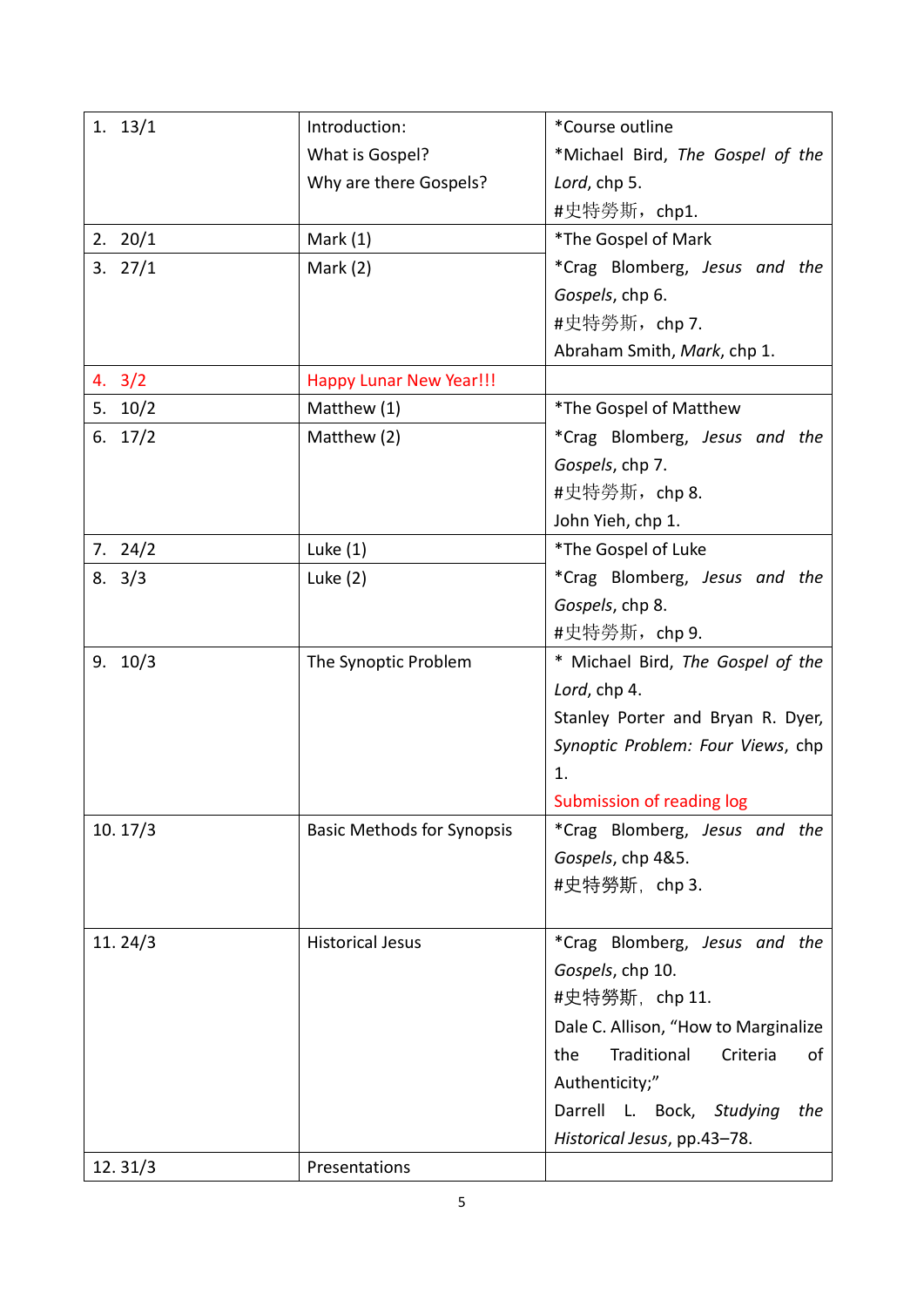| | | |
|---|---|---|
| 1. 13/1 | Introduction:<br>What is Gospel?<br>Why are there Gospels? | *Course outline<br>*Michael Bird, *The Gospel of the Lord*, chp 5.<br>#史特勞斯，chp1. |
| 2. 20/1 | Mark (1) | *The Gospel of Mark<br>*Crag Blomberg, *Jesus and the Gospels*, chp 6.<br>#史特勞斯，chp 7.<br>Abraham Smith, *Mark*, chp 1. |
| 3. 27/1 | Mark (2) | |
| 4. 3/2 | Happy Lunar New Year!!! | |
| 5. 10/2 | Matthew (1) | *The Gospel of Matthew<br>*Crag Blomberg, *Jesus and the Gospels*, chp 7.<br>#史特勞斯，chp 8.<br>John Yieh, chp 1. |
| 6. 17/2 | Matthew (2) | |
| 7. 24/2 | Luke (1) | *The Gospel of Luke<br>*Crag Blomberg, *Jesus and the Gospels*, chp 8.<br>#史特勞斯，chp 9. |
| 8. 3/3 | Luke (2) | |
| 9. 10/3 | The Synoptic Problem | * Michael Bird, *The Gospel of the Lord*, chp 4.<br>Stanley Porter and Bryan R. Dyer, *Synoptic Problem: Four Views*, chp 1.<br>Submission of reading log |
| 10. 17/3 | Basic Methods for Synopsis | *Crag Blomberg, *Jesus and the Gospels*, chp 4&5.<br>#史特勞斯，chp 3. |
| 11. 24/3 | Historical Jesus | *Crag Blomberg, *Jesus and the Gospels*, chp 10.<br>#史特勞斯，chp 11.<br>Dale C. Allison, “How to Marginalize the Traditional Criteria of Authenticity;”<br>Darrell L. Bock, *Studying the Historical Jesus*, pp.43–78. |
| 12. 31/3 | Presentations | |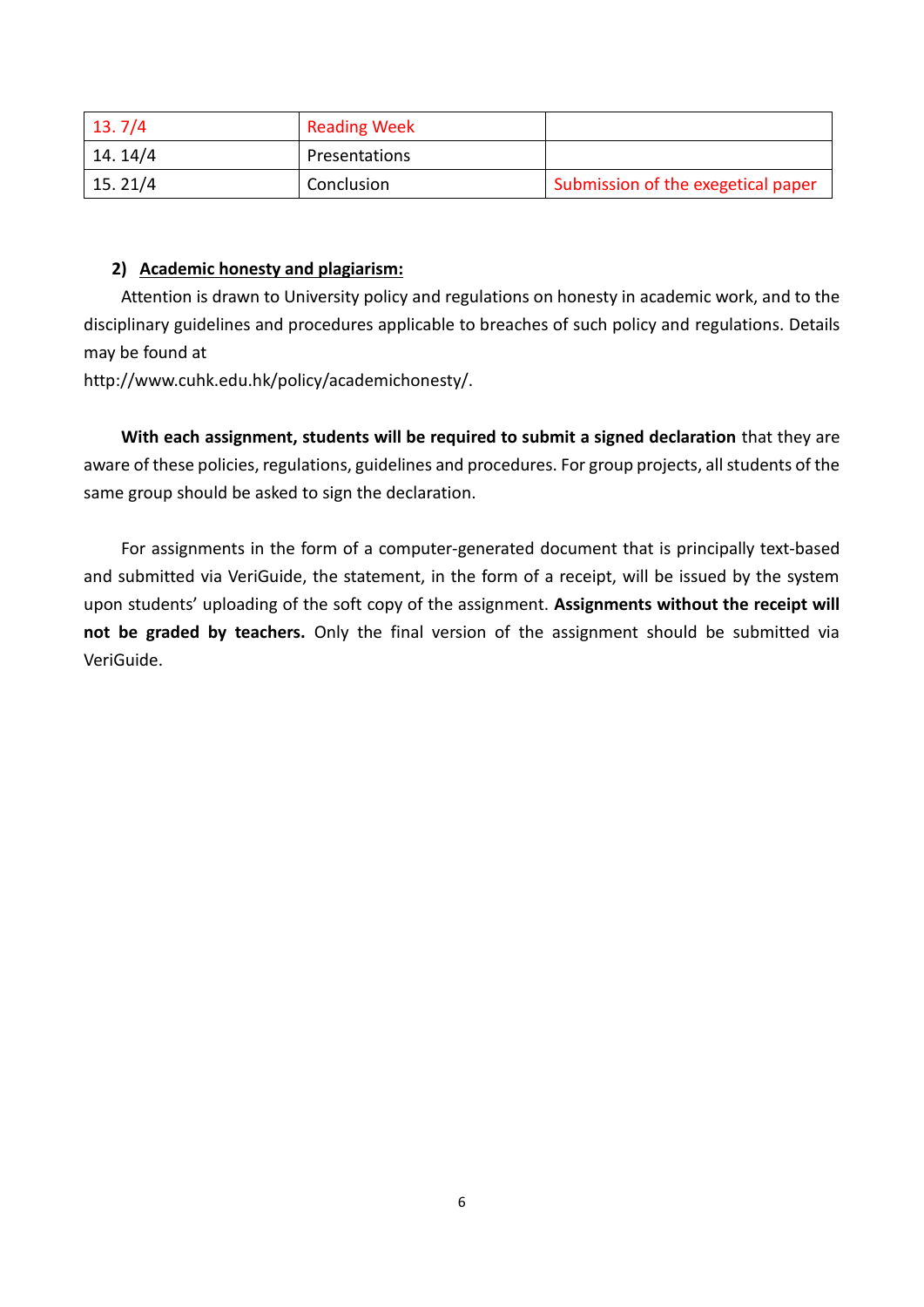| | | |
|---|---|---|
| 13. 7/4 | Reading Week | |
| 14. 14/4 | Presentations | |
| 15. 21/4 | Conclusion | Submission of the exegetical paper |

**2) Academic honesty and plagiarism:**

Attention is drawn to University policy and regulations on honesty in academic work, and to the disciplinary guidelines and procedures applicable to breaches of such policy and regulations. Details may be found at http://www.cuhk.edu.hk/policy/academichonesty/.

**With each assignment, students will be required to submit a signed declaration** that they are aware of these policies, regulations, guidelines and procedures. For group projects, all students of the same group should be asked to sign the declaration.

For assignments in the form of a computer-generated document that is principally text-based and submitted via VeriGuide, the statement, in the form of a receipt, will be issued by the system upon students' uploading of the soft copy of the assignment. **Assignments without the receipt will not be graded by teachers.** Only the final version of the assignment should be submitted via VeriGuide.